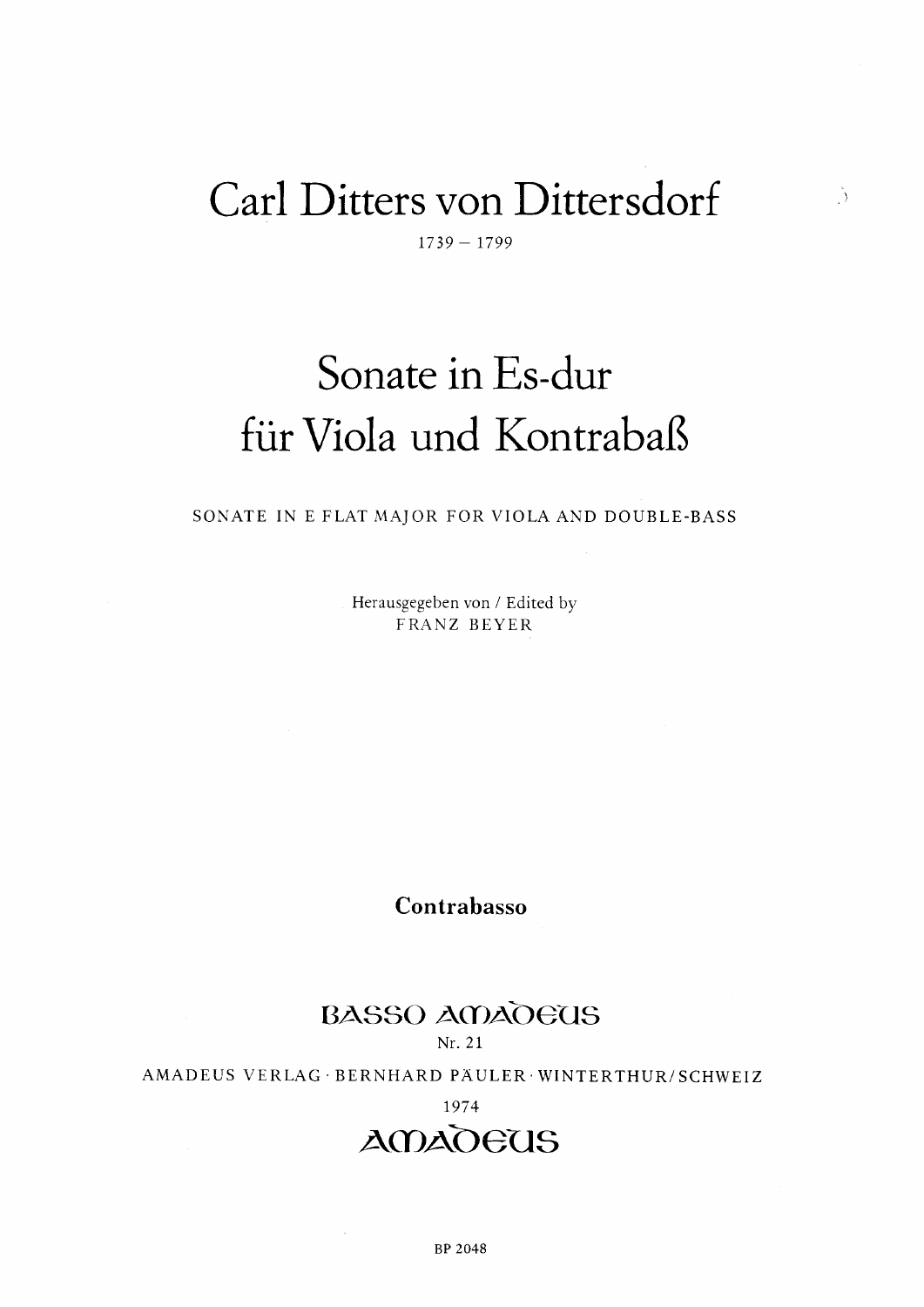# Carl Ditters von Dittersdorf

1739 – 1799

# Sonate in Es-dur für Viola und Kontrabaß

SONATE IN E FLAT MAJOR FOR VIOLA AND DOUBLE-BASS

Herausgegeben von / Edited by
FRANZ BEYER

**Contrabasso**

BASSO AMADEUS
Nr. 21

AMADEUS VERLAG · BERNHARD PÄULER · WINTERTHUR/SCHWEIZ

1974

AMADEUS

BP 2048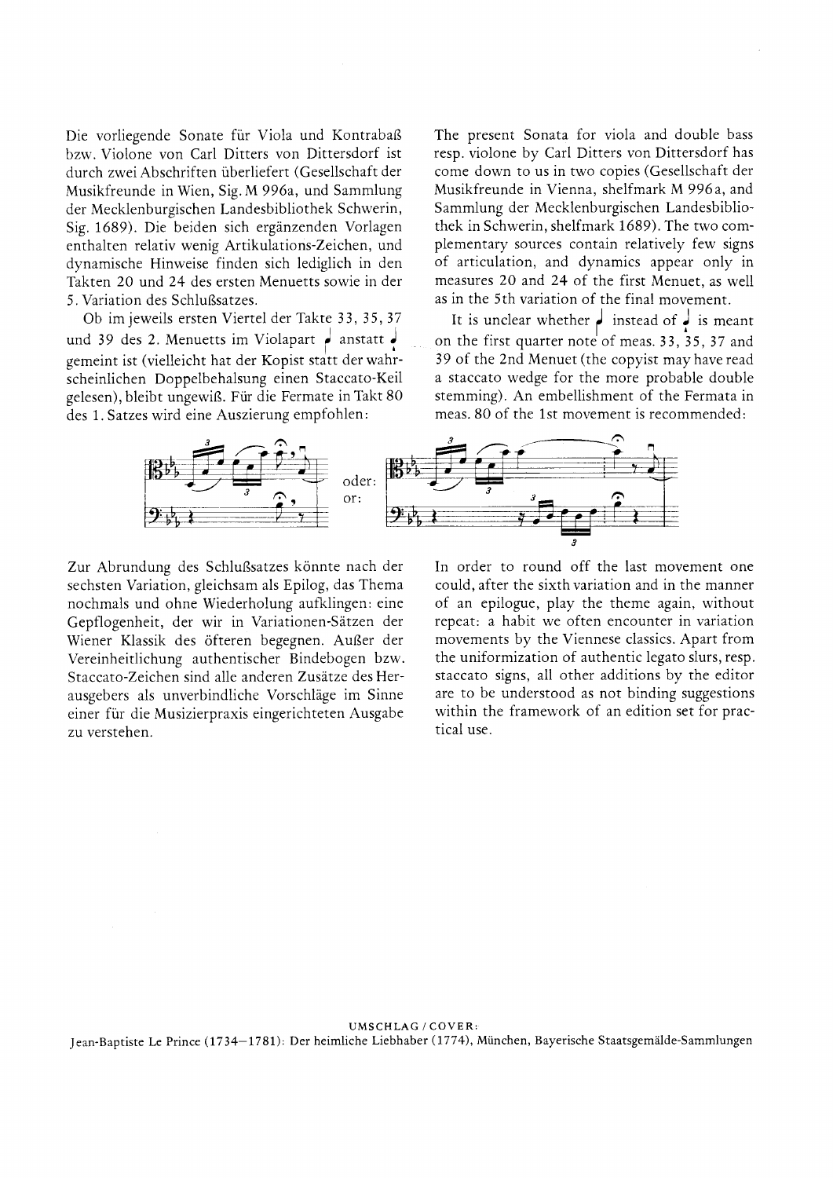Die vorliegende Sonate für Viola und Kontrabaß bzw. Violone von Carl Ditters von Dittersdorf ist durch zwei Abschriften überliefert (Gesellschaft der Musikfreunde in Wien, Sig. M 996a, und Sammlung der Mecklenburgischen Landesbibliothek Schwerin, Sig. 1689). Die beiden sich ergänzenden Vorlagen enthalten relativ wenig Artikulations-Zeichen, und dynamische Hinweise finden sich lediglich in den Takten 20 und 24 des ersten Menuetts sowie in der 5. Variation des Schlußsatzes.

Ob im jeweils ersten Viertel der Takte 33, 35, 37 und 39 des 2. Menuetts im Violapart ♩ anstatt ♩ gemeint ist (vielleicht hat der Kopist statt der wahrscheinlichen Doppelbehalsung einen Staccato-Keil gelesen), bleibt ungewiß. Für die Fermate in Takt 80 des 1. Satzes wird eine Auszierung empfohlen:

oder:

Zur Abrundung des Schlußsatzes könnte nach der sechsten Variation, gleichsam als Epilog, das Thema nochmals und ohne Wiederholung aufklingen: eine Gepflogenheit, der wir in Variationen-Sätzen der Wiener Klassik des öfteren begegnen. Außer der Vereinheitlichung authentischer Bindebogen bzw. Staccato-Zeichen sind alle anderen Zusätze des Herausgebers als unverbindliche Vorschläge im Sinne einer für die Musizierpraxis eingerichteten Ausgabe zu verstehen.

The present Sonata for viola and double bass resp. violone by Carl Ditters von Dittersdorf has come down to us in two copies (Gesellschaft der Musikfreunde in Vienna, shelfmark M 996a, and Sammlung der Mecklenburgischen Landesbibliothek in Schwerin, shelfmark 1689). The two complementary sources contain relatively few signs of articulation, and dynamics appear only in measures 20 and 24 of the first Menuet, as well as in the 5th variation of the final movement.

It is unclear whether ♩ instead of ♩ is meant on the first quarter note of meas. 33, 35, 37 and 39 of the 2nd Menuet (the copyist may have read a staccato wedge for the more probable double stemming). An embellishment of the Fermata in meas. 80 of the 1st movement is recommended:

or:

In order to round off the last movement one could, after the sixth variation and in the manner of an epilogue, play the theme again, without repeat: a habit we often encounter in variation movements by the Viennese classics. Apart from the uniformization of authentic legato slurs, resp. staccato signs, all other additions by the editor are to be understood as not binding suggestions within the framework of an edition set for practical use.

UMSCHLAG / COVER:
Jean-Baptiste Le Prince (1734–1781): Der heimliche Liebhaber (1774), München, Bayerische Staatsgemälde-Sammlungen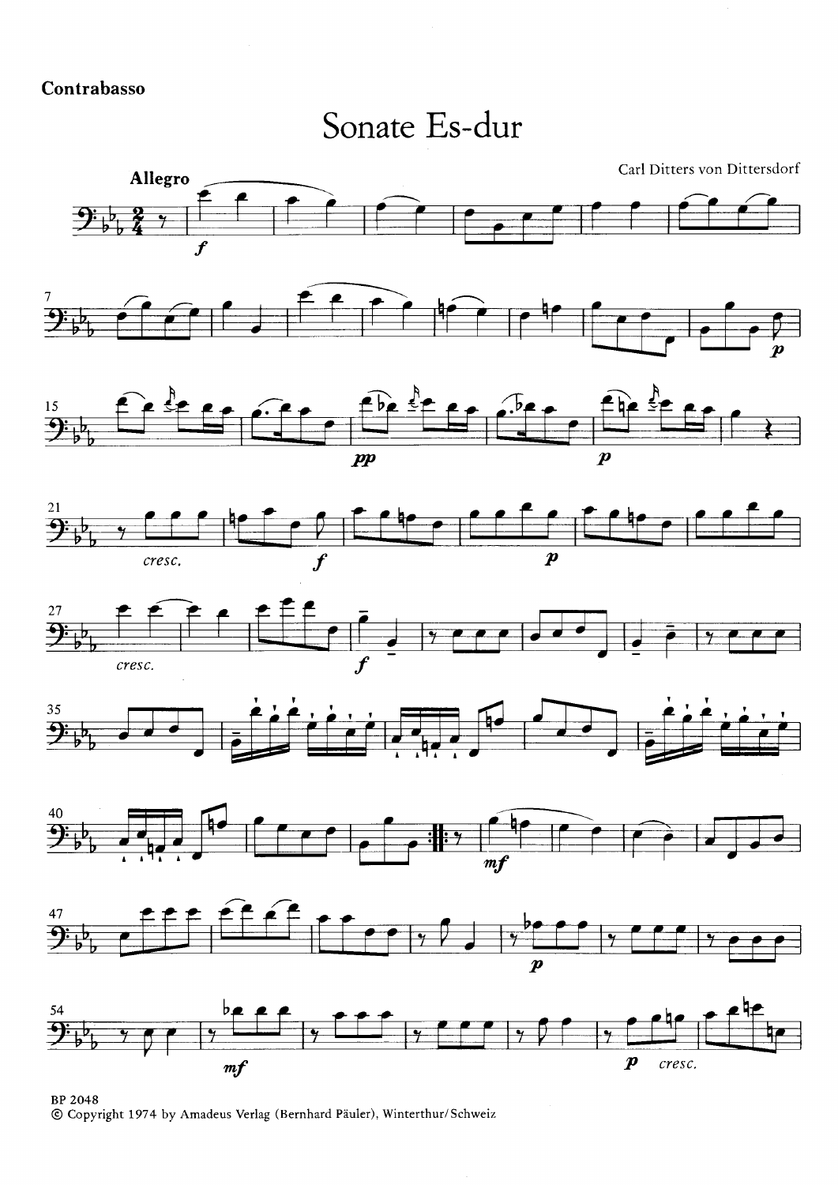**Contrabasso**

# Sonate Es-dur

Carl Ditters von Dittersdorf

**Allegro**

BP 2048
© Copyright 1974 by Amadeus Verlag (Bernhard Päuler), Winterthur/Schweiz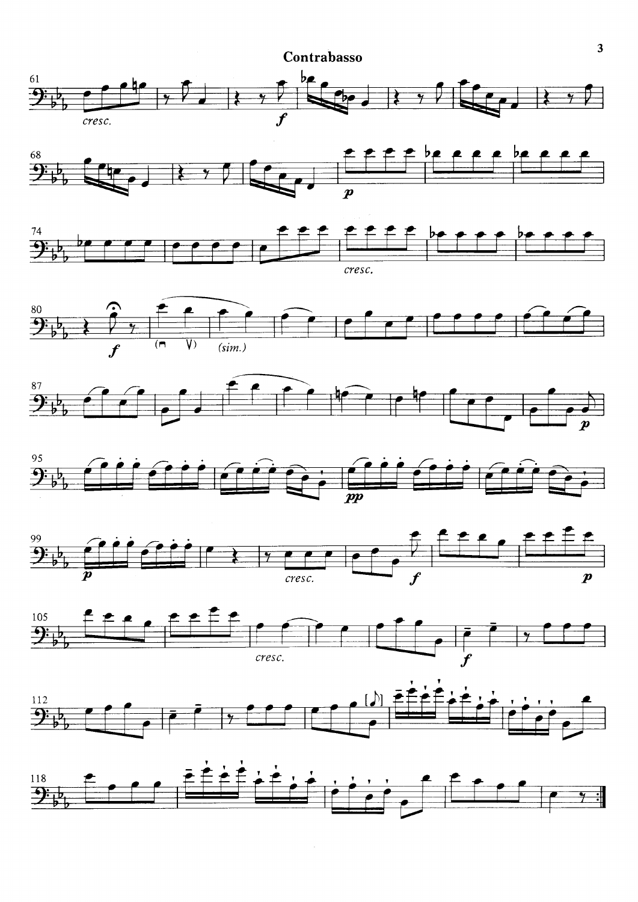# Contrabasso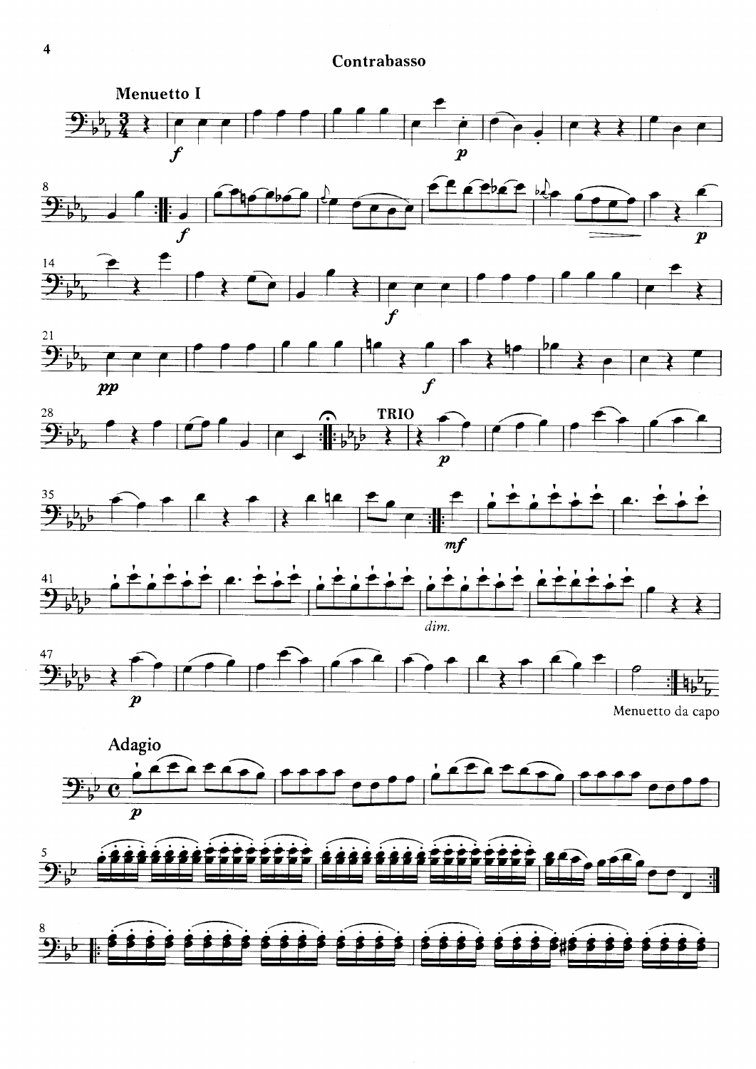# Contrabasso

## Menuetto I

### TRIO

Menuetto da capo

## Adagio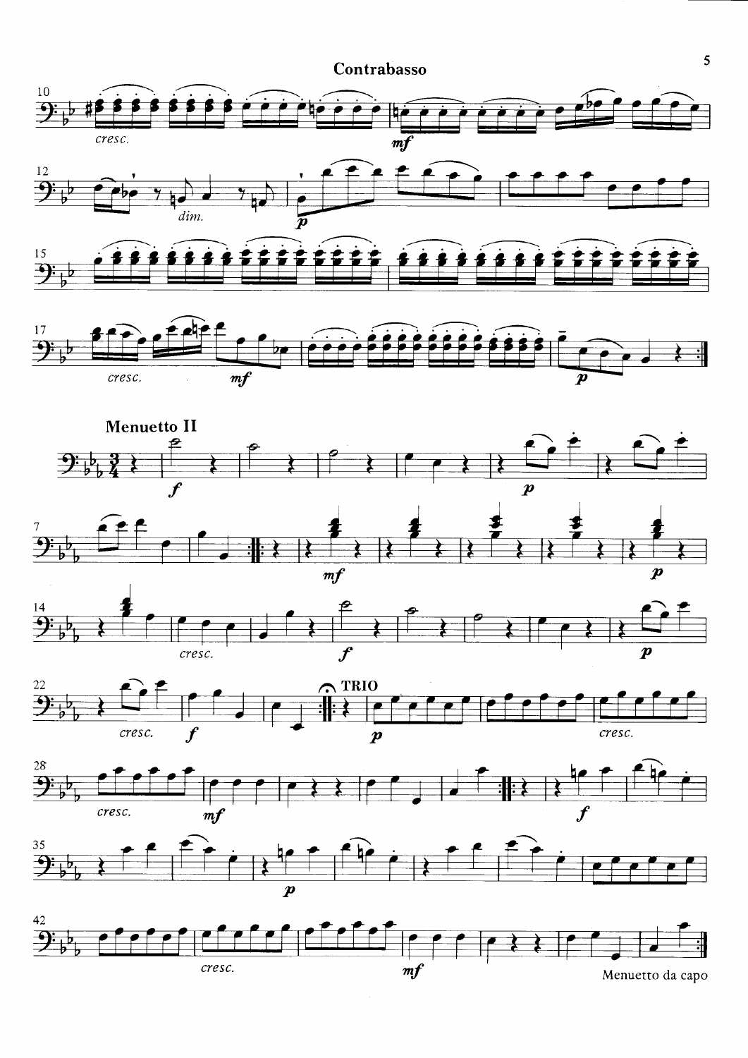## Menuetto II

## TRIO

Menuetto da capo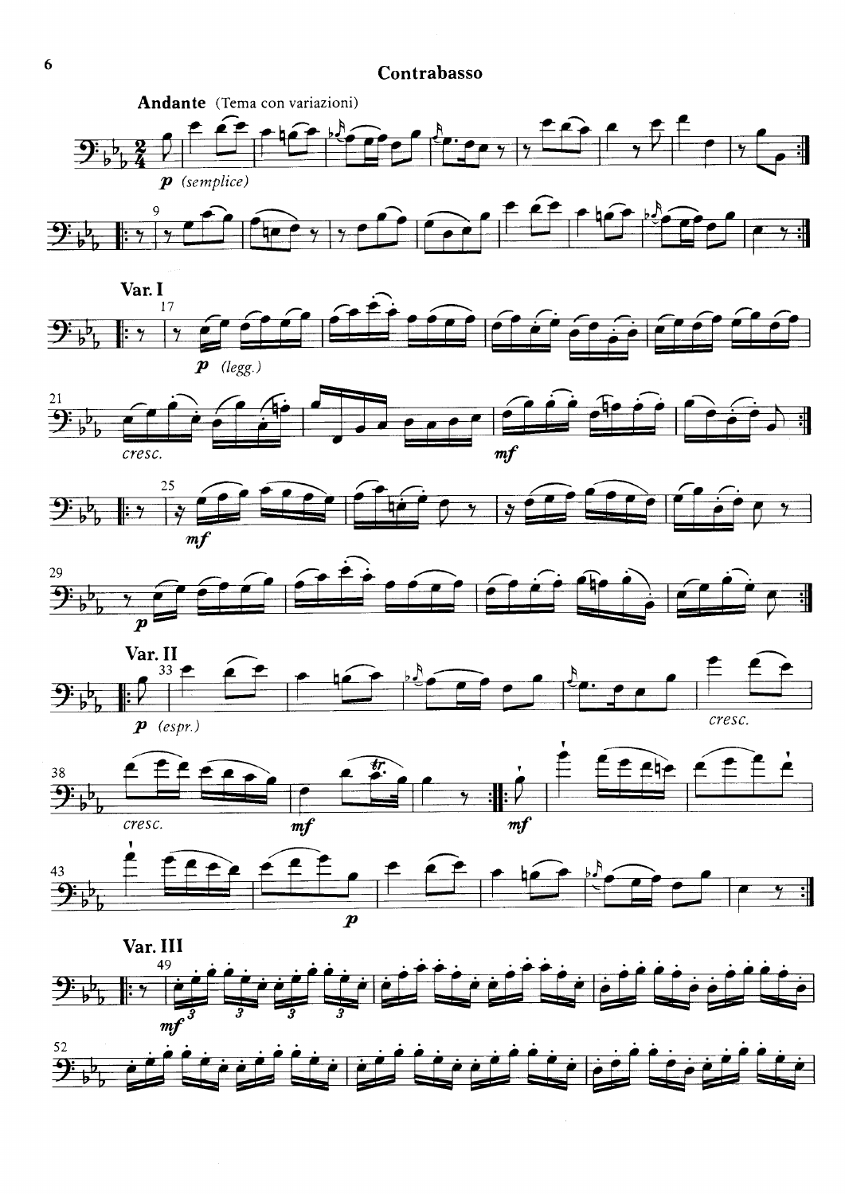## Contrabasso

### Andante (Tema con variazioni)

*p (semplice)*

### Var. I

*p (legg.)*

*cresc.*

*mf*

*mf*

*p*

### Var. II

*p (espr.)*

*cresc.*

*cresc.*

*mf*

*mf*

*p*

### Var. III

*mf*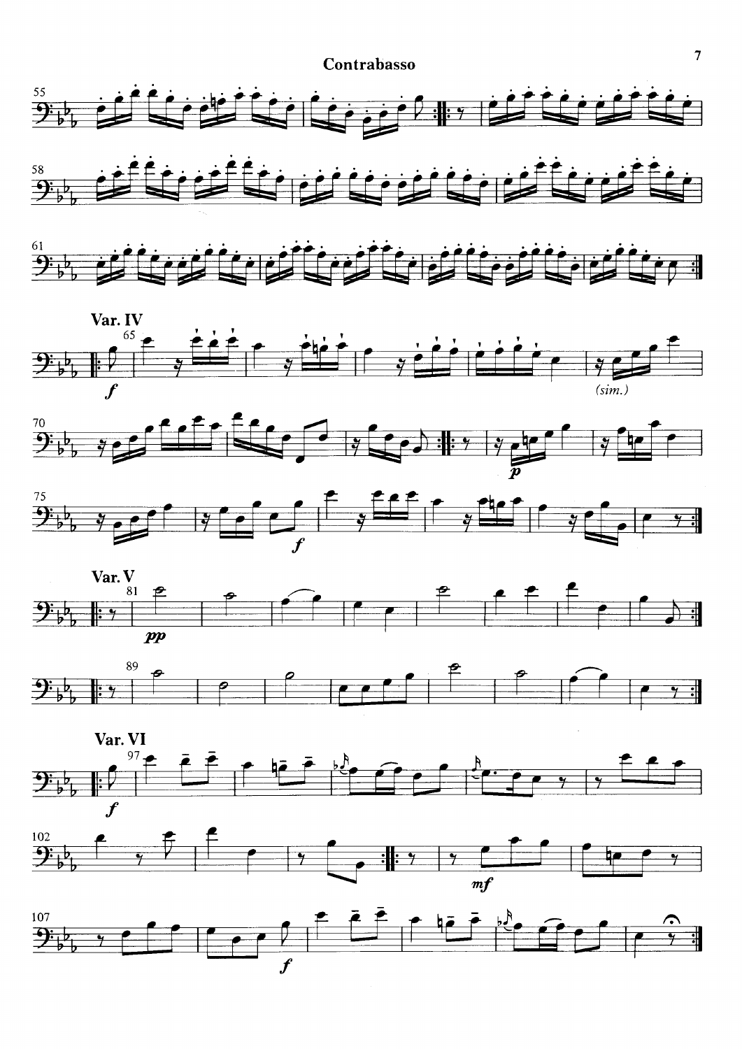## Var. IV

## Var. V

## Var. VI